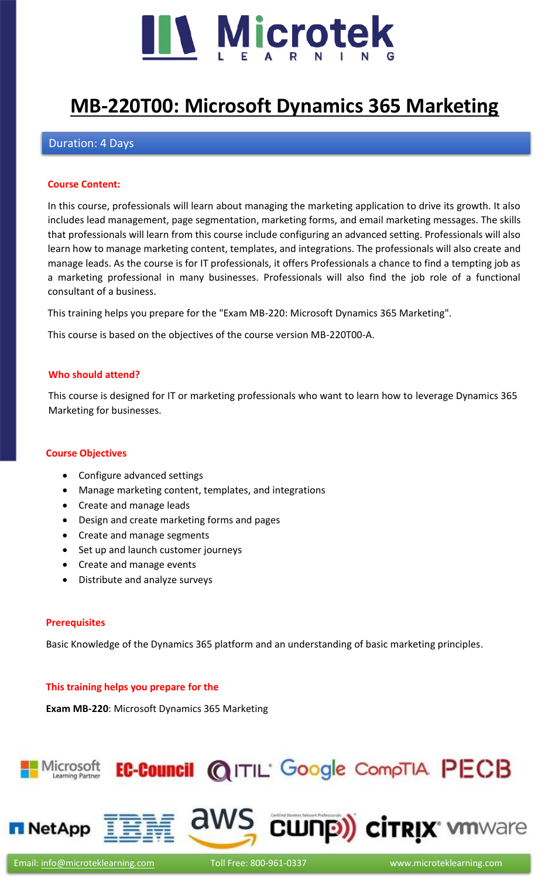# MB-220T00: Microsoft Dynamics 365 Marketing

Duration: 4 Days

## Course Content:

In this course, professionals will learn about managing the marketing application to drive its growth. It also includes lead management, page segmentation, marketing forms, and email marketing messages. The skills that professionals will learn from this course include configuring an advanced setting. Professionals will also learn how to manage marketing content, templates, and integrations. The professionals will also create and manage leads. As the course is for IT professionals, it offers Professionals a chance to find a tempting job as a marketing professional in many businesses. Professionals will also find the job role of a functional consultant of a business.

This training helps you prepare for the "Exam MB-220: Microsoft Dynamics 365 Marketing".

This course is based on the objectives of the course version MB-220T00-A.

## Who should attend?

This course is designed for IT or marketing professionals who want to learn how to leverage Dynamics 365 Marketing for businesses.

## Course Objectives

- Configure advanced settings
- Manage marketing content, templates, and integrations
- Create and manage leads
- Design and create marketing forms and pages
- Create and manage segments
- Set up and launch customer journeys
- Create and manage events
- Distribute and analyze surveys

## Prerequisites

Basic Knowledge of the Dynamics 365 platform and an understanding of basic marketing principles.

## This training helps you prepare for the

**Exam MB-220**: Microsoft Dynamics 365 Marketing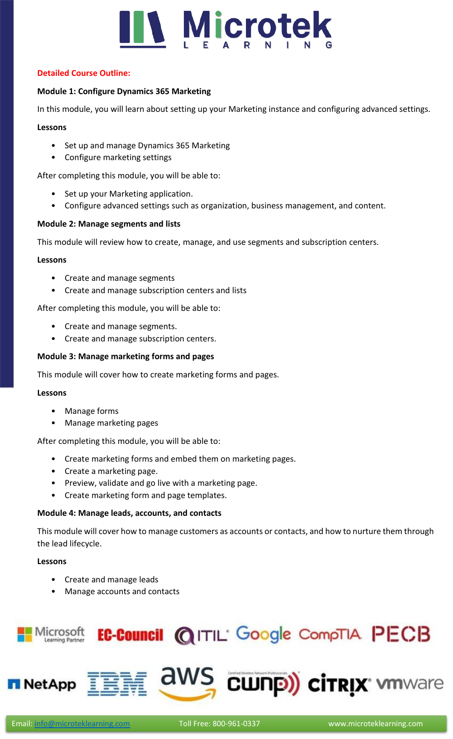## Detailed Course Outline:

### Module 1: Configure Dynamics 365 Marketing

In this module, you will learn about setting up your Marketing instance and configuring advanced settings.

**Lessons**

- Set up and manage Dynamics 365 Marketing
- Configure marketing settings

After completing this module, you will be able to:

- Set up your Marketing application.
- Configure advanced settings such as organization, business management, and content.

### Module 2: Manage segments and lists

This module will review how to create, manage, and use segments and subscription centers.

**Lessons**

- Create and manage segments
- Create and manage subscription centers and lists

After completing this module, you will be able to:

- Create and manage segments.
- Create and manage subscription centers.

### Module 3: Manage marketing forms and pages

This module will cover how to create marketing forms and pages.

**Lessons**

- Manage forms
- Manage marketing pages

After completing this module, you will be able to:

- Create marketing forms and embed them on marketing pages.
- Create a marketing page.
- Preview, validate and go live with a marketing page.
- Create marketing form and page templates.

### Module 4: Manage leads, accounts, and contacts

This module will cover how to manage customers as accounts or contacts, and how to nurture them through the lead lifecycle.

**Lessons**

- Create and manage leads
- Manage accounts and contacts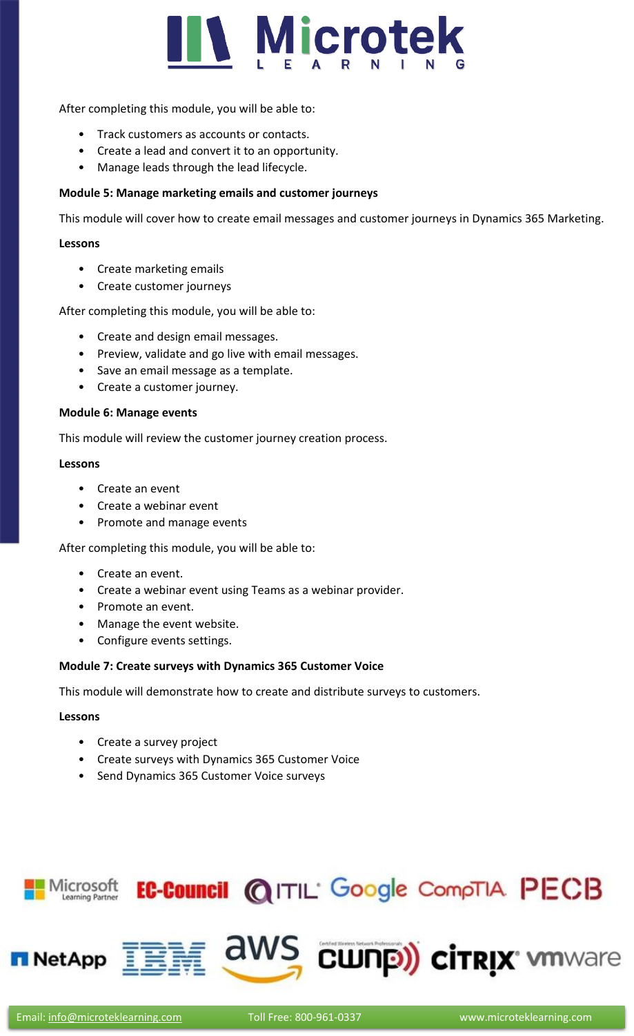After completing this module, you will be able to:

- Track customers as accounts or contacts.
- Create a lead and convert it to an opportunity.
- Manage leads through the lead lifecycle.

**Module 5: Manage marketing emails and customer journeys**

This module will cover how to create email messages and customer journeys in Dynamics 365 Marketing.

**Lessons**

- Create marketing emails
- Create customer journeys

After completing this module, you will be able to:

- Create and design email messages.
- Preview, validate and go live with email messages.
- Save an email message as a template.
- Create a customer journey.

**Module 6: Manage events**

This module will review the customer journey creation process.

**Lessons**

- Create an event
- Create a webinar event
- Promote and manage events

After completing this module, you will be able to:

- Create an event.
- Create a webinar event using Teams as a webinar provider.
- Promote an event.
- Manage the event website.
- Configure events settings.

**Module 7: Create surveys with Dynamics 365 Customer Voice**

This module will demonstrate how to create and distribute surveys to customers.

**Lessons**

- Create a survey project
- Create surveys with Dynamics 365 Customer Voice
- Send Dynamics 365 Customer Voice surveys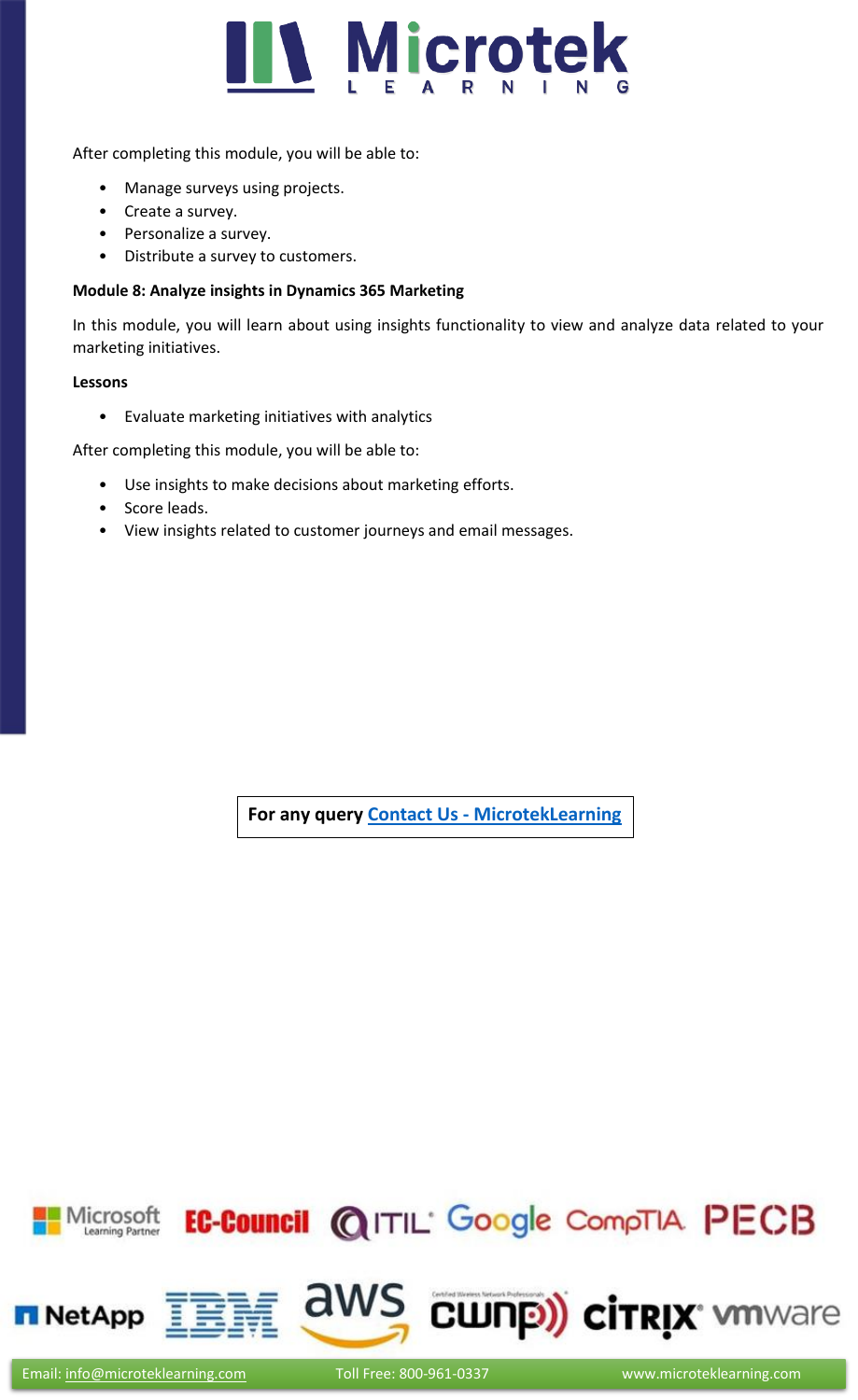After completing this module, you will be able to:

- Manage surveys using projects.
- Create a survey.
- Personalize a survey.
- Distribute a survey to customers.

**Module 8: Analyze insights in Dynamics 365 Marketing**

In this module, you will learn about using insights functionality to view and analyze data related to your marketing initiatives.

**Lessons**

- Evaluate marketing initiatives with analytics

After completing this module, you will be able to:

- Use insights to make decisions about marketing efforts.
- Score leads.
- View insights related to customer journeys and email messages.

**For any query** [Contact Us - MicrotekLearning]